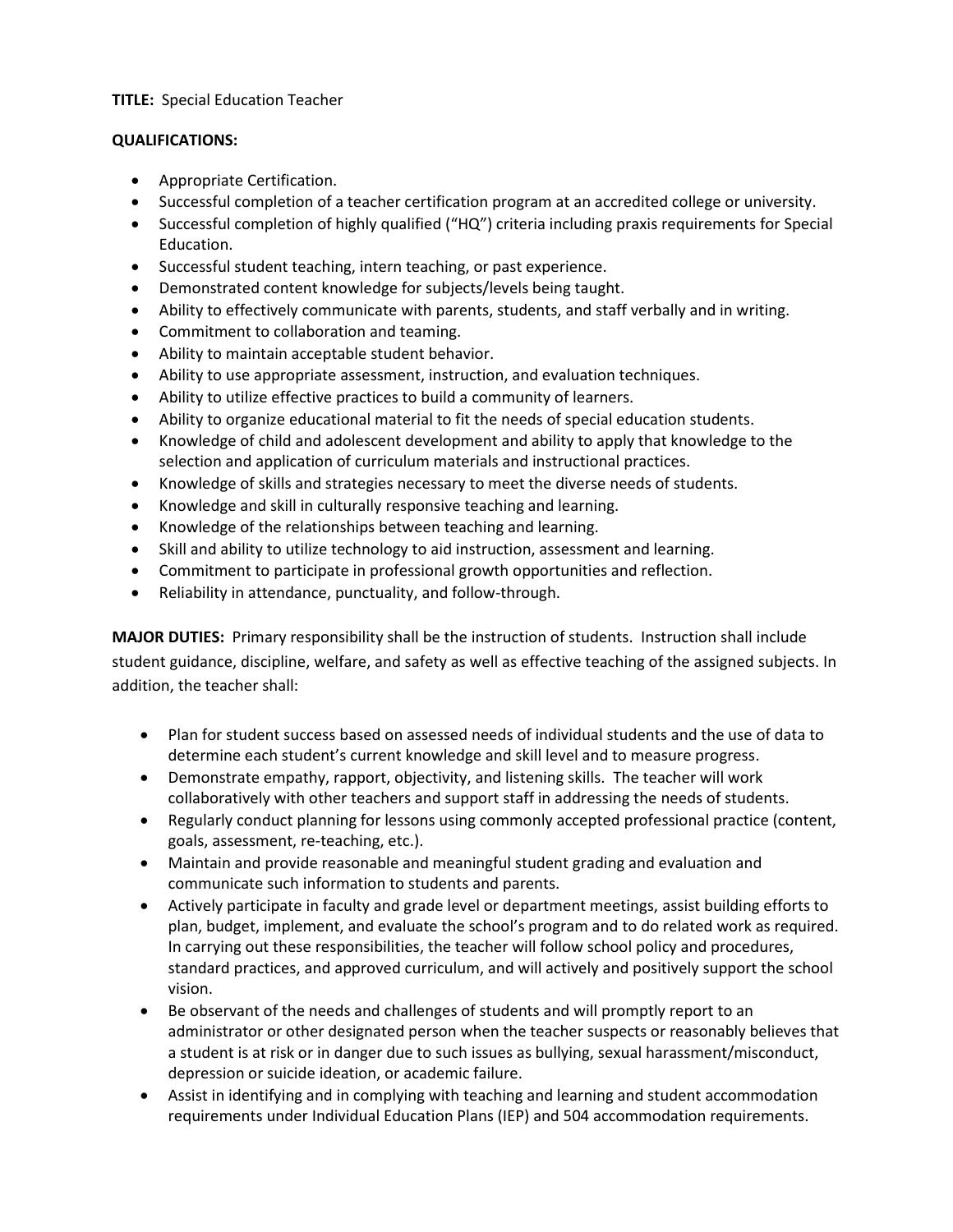**TITLE:** Special Education Teacher

**QUALIFICATIONS:**

- Appropriate Certification.
- Successful completion of a teacher certification program at an accredited college or university.
- Successful completion of highly qualified ("HQ") criteria including praxis requirements for Special Education.
- Successful student teaching, intern teaching, or past experience.
- Demonstrated content knowledge for subjects/levels being taught.
- Ability to effectively communicate with parents, students, and staff verbally and in writing.
- Commitment to collaboration and teaming.
- Ability to maintain acceptable student behavior.
- Ability to use appropriate assessment, instruction, and evaluation techniques.
- Ability to utilize effective practices to build a community of learners.
- Ability to organize educational material to fit the needs of special education students.
- Knowledge of child and adolescent development and ability to apply that knowledge to the selection and application of curriculum materials and instructional practices.
- Knowledge of skills and strategies necessary to meet the diverse needs of students.
- Knowledge and skill in culturally responsive teaching and learning.
- Knowledge of the relationships between teaching and learning.
- Skill and ability to utilize technology to aid instruction, assessment and learning.
- Commitment to participate in professional growth opportunities and reflection.
- Reliability in attendance, punctuality, and follow-through.

**MAJOR DUTIES:** Primary responsibility shall be the instruction of students. Instruction shall include student guidance, discipline, welfare, and safety as well as effective teaching of the assigned subjects. In addition, the teacher shall:

- Plan for student success based on assessed needs of individual students and the use of data to determine each student's current knowledge and skill level and to measure progress.
- Demonstrate empathy, rapport, objectivity, and listening skills. The teacher will work collaboratively with other teachers and support staff in addressing the needs of students.
- Regularly conduct planning for lessons using commonly accepted professional practice (content, goals, assessment, re-teaching, etc.).
- Maintain and provide reasonable and meaningful student grading and evaluation and communicate such information to students and parents.
- Actively participate in faculty and grade level or department meetings, assist building efforts to plan, budget, implement, and evaluate the school's program and to do related work as required. In carrying out these responsibilities, the teacher will follow school policy and procedures, standard practices, and approved curriculum, and will actively and positively support the school vision.
- Be observant of the needs and challenges of students and will promptly report to an administrator or other designated person when the teacher suspects or reasonably believes that a student is at risk or in danger due to such issues as bullying, sexual harassment/misconduct, depression or suicide ideation, or academic failure.
- Assist in identifying and in complying with teaching and learning and student accommodation requirements under Individual Education Plans (IEP) and 504 accommodation requirements.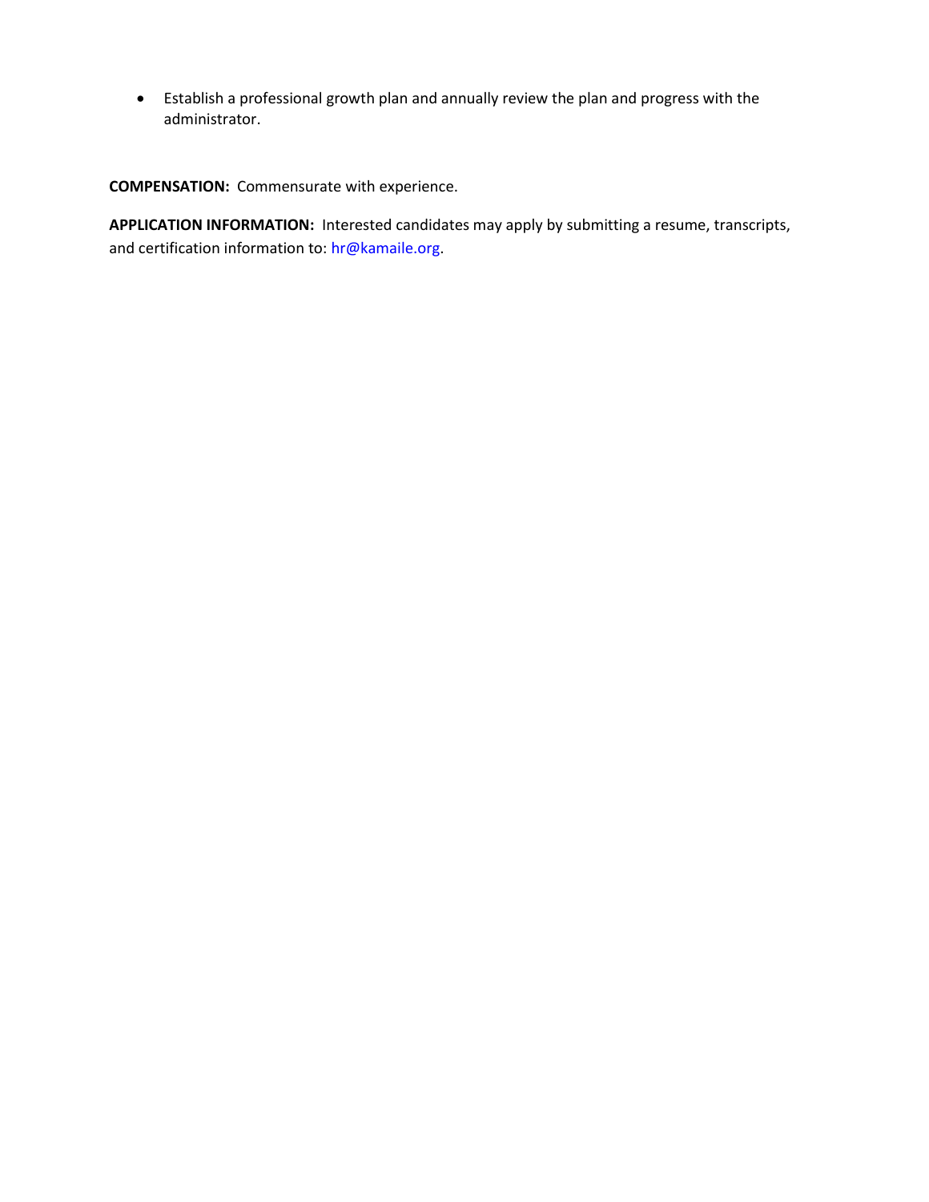- Establish a professional growth plan and annually review the plan and progress with the administrator.

**COMPENSATION:** Commensurate with experience.

**APPLICATION INFORMATION:** Interested candidates may apply by submitting a resume, transcripts, and certification information to: hr@kamaile.org.